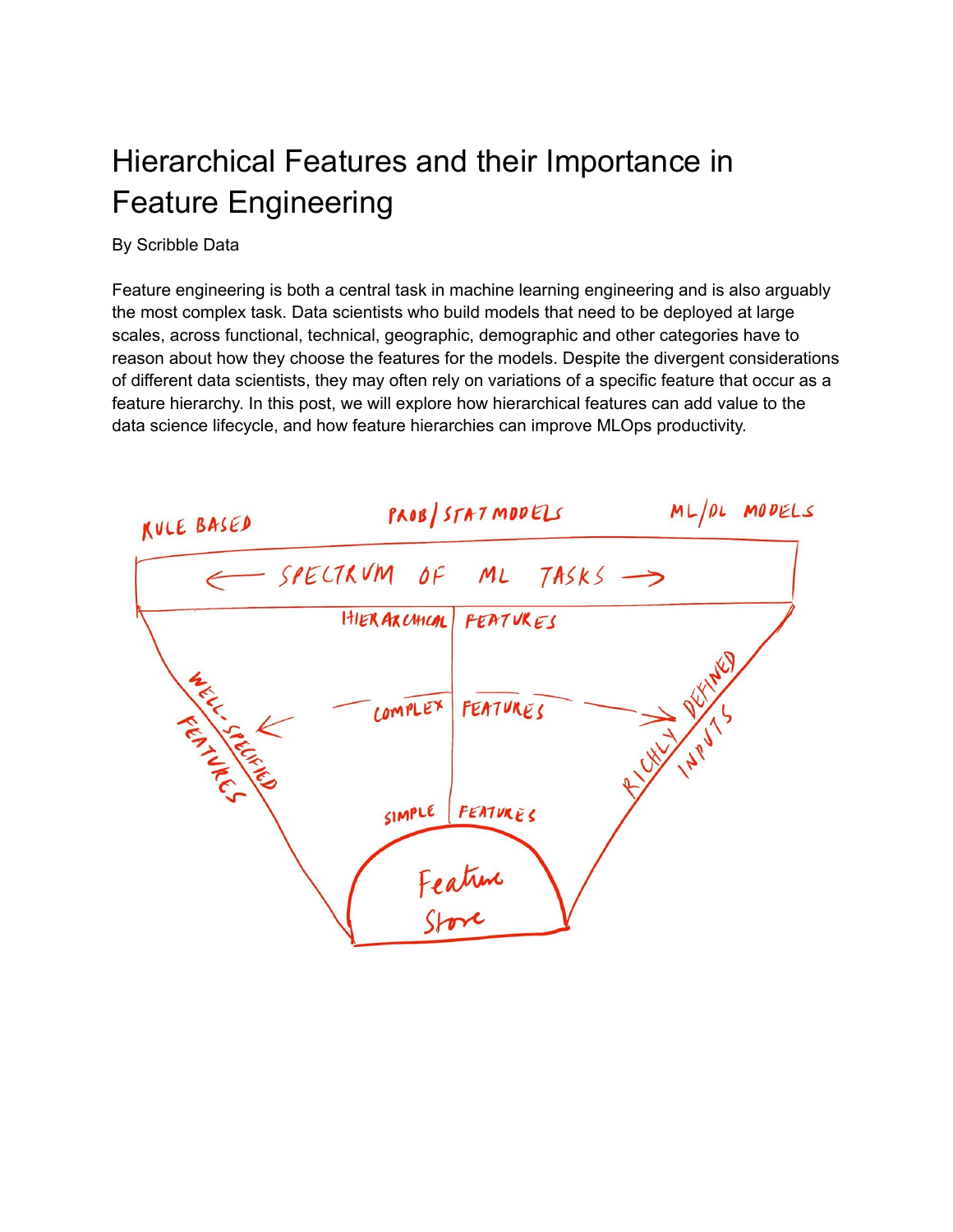# Hierarchical Features and their Importance in Feature Engineering

By Scribble Data

Feature engineering is both a central task in machine learning engineering and is also arguably the most complex task. Data scientists who build models that need to be deployed at large scales, across functional, technical, geographic, demographic and other categories have to reason about how they choose the features for the models. Despite the divergent considerations of different data scientists, they may often rely on variations of a specific feature that occur as a feature hierarchy. In this post, we will explore how hierarchical features can add value to the data science lifecycle, and how feature hierarchies can improve MLOps productivity.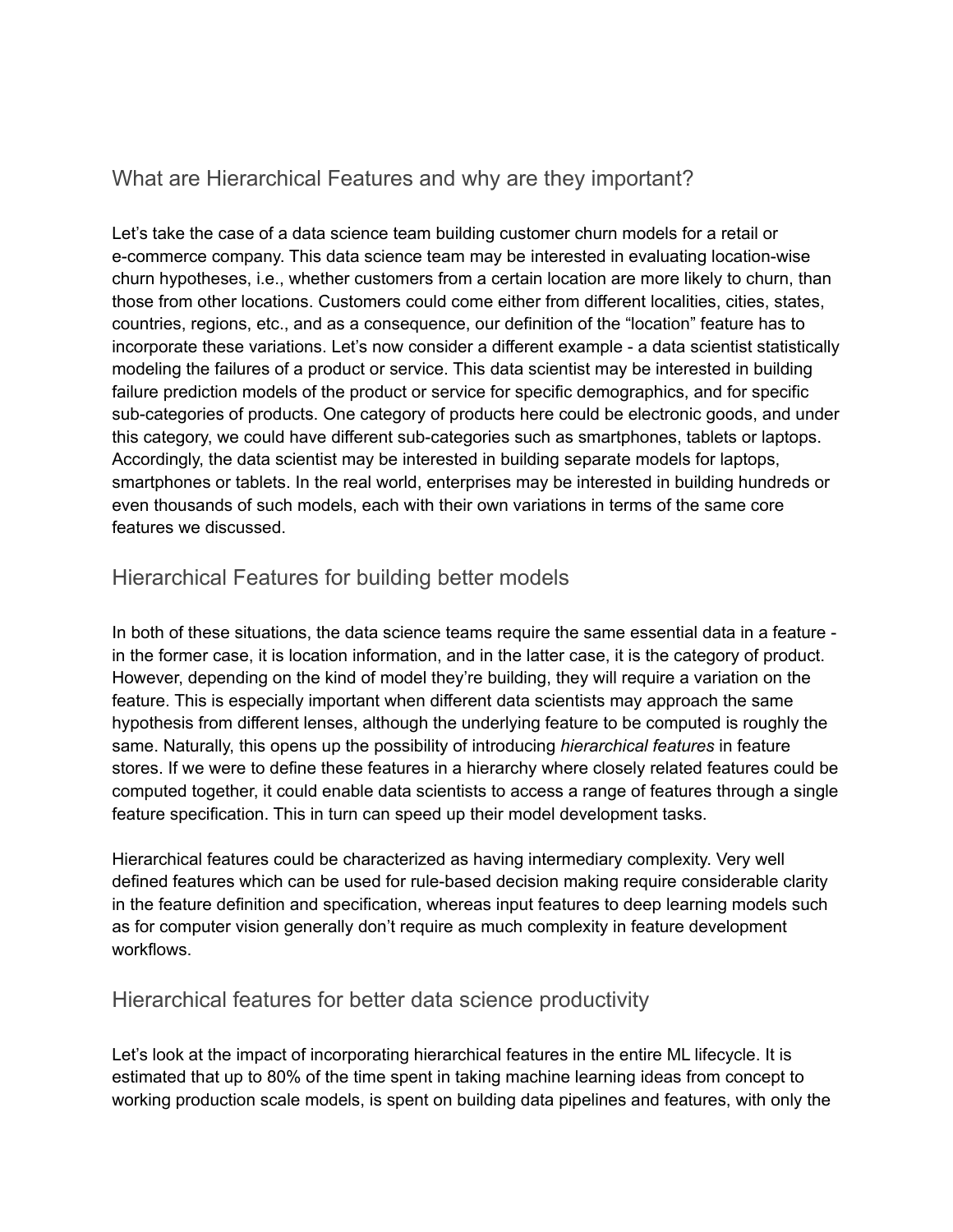## What are Hierarchical Features and why are they important?

Let's take the case of a data science team building customer churn models for a retail or e-commerce company. This data science team may be interested in evaluating location-wise churn hypotheses, i.e., whether customers from a certain location are more likely to churn, than those from other locations. Customers could come either from different localities, cities, states, countries, regions, etc., and as a consequence, our definition of the "location" feature has to incorporate these variations. Let's now consider a different example - a data scientist statistically modeling the failures of a product or service. This data scientist may be interested in building failure prediction models of the product or service for specific demographics, and for specific sub-categories of products. One category of products here could be electronic goods, and under this category, we could have different sub-categories such as smartphones, tablets or laptops. Accordingly, the data scientist may be interested in building separate models for laptops, smartphones or tablets. In the real world, enterprises may be interested in building hundreds or even thousands of such models, each with their own variations in terms of the same core features we discussed.

## Hierarchical Features for building better models

In both of these situations, the data science teams require the same essential data in a feature - in the former case, it is location information, and in the latter case, it is the category of product. However, depending on the kind of model they're building, they will require a variation on the feature. This is especially important when different data scientists may approach the same hypothesis from different lenses, although the underlying feature to be computed is roughly the same. Naturally, this opens up the possibility of introducing *hierarchical features* in feature stores. If we were to define these features in a hierarchy where closely related features could be computed together, it could enable data scientists to access a range of features through a single feature specification. This in turn can speed up their model development tasks.

Hierarchical features could be characterized as having intermediary complexity. Very well defined features which can be used for rule-based decision making require considerable clarity in the feature definition and specification, whereas input features to deep learning models such as for computer vision generally don't require as much complexity in feature development workflows.

## Hierarchical features for better data science productivity

Let's look at the impact of incorporating hierarchical features in the entire ML lifecycle. It is estimated that up to 80% of the time spent in taking machine learning ideas from concept to working production scale models, is spent on building data pipelines and features, with only the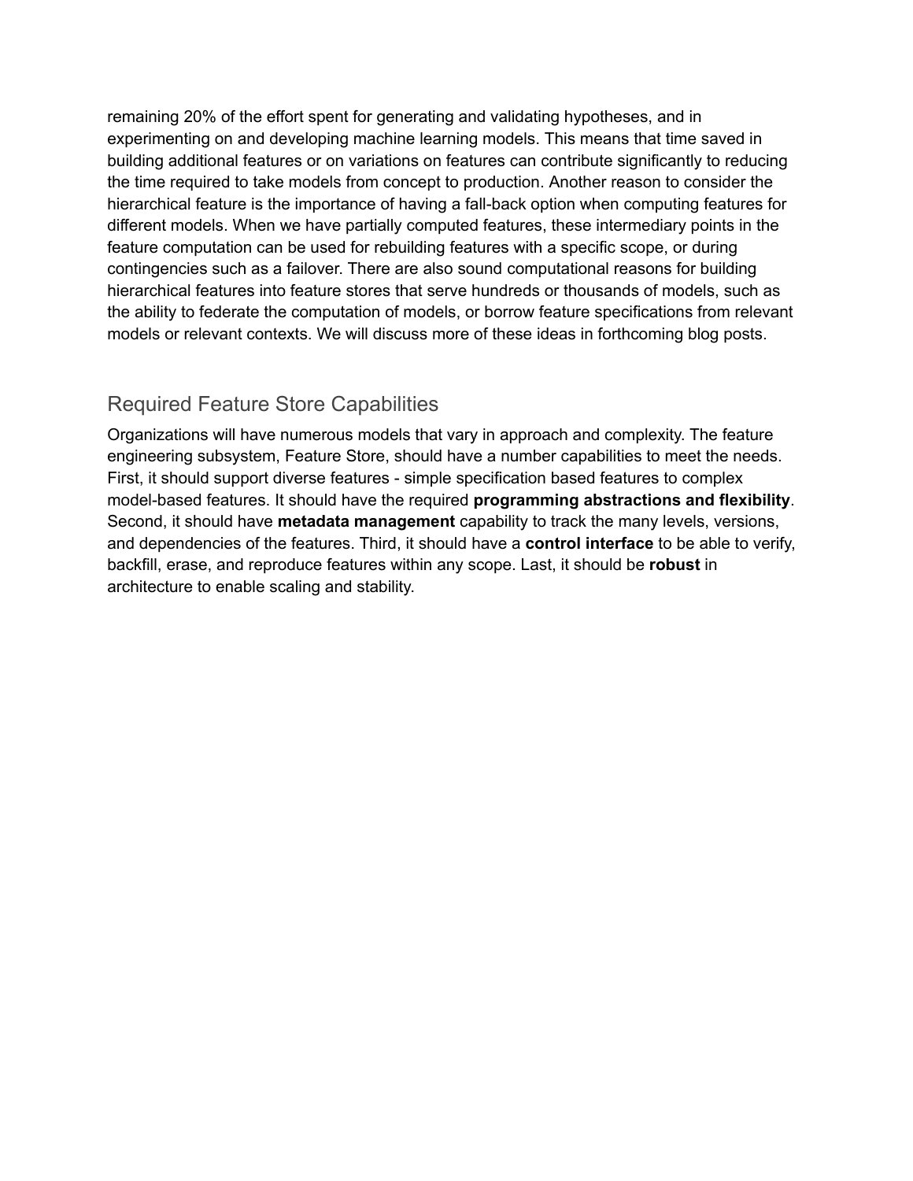remaining 20% of the effort spent for generating and validating hypotheses, and in experimenting on and developing machine learning models. This means that time saved in building additional features or on variations on features can contribute significantly to reducing the time required to take models from concept to production. Another reason to consider the hierarchical feature is the importance of having a fall-back option when computing features for different models. When we have partially computed features, these intermediary points in the feature computation can be used for rebuilding features with a specific scope, or during contingencies such as a failover. There are also sound computational reasons for building hierarchical features into feature stores that serve hundreds or thousands of models, such as the ability to federate the computation of models, or borrow feature specifications from relevant models or relevant contexts. We will discuss more of these ideas in forthcoming blog posts.

## Required Feature Store Capabilities

Organizations will have numerous models that vary in approach and complexity. The feature engineering subsystem, Feature Store, should have a number capabilities to meet the needs. First, it should support diverse features - simple specification based features to complex model-based features. It should have the required **programming abstractions and flexibility**. Second, it should have **metadata management** capability to track the many levels, versions, and dependencies of the features. Third, it should have a **control interface** to be able to verify, backfill, erase, and reproduce features within any scope. Last, it should be **robust** in architecture to enable scaling and stability.